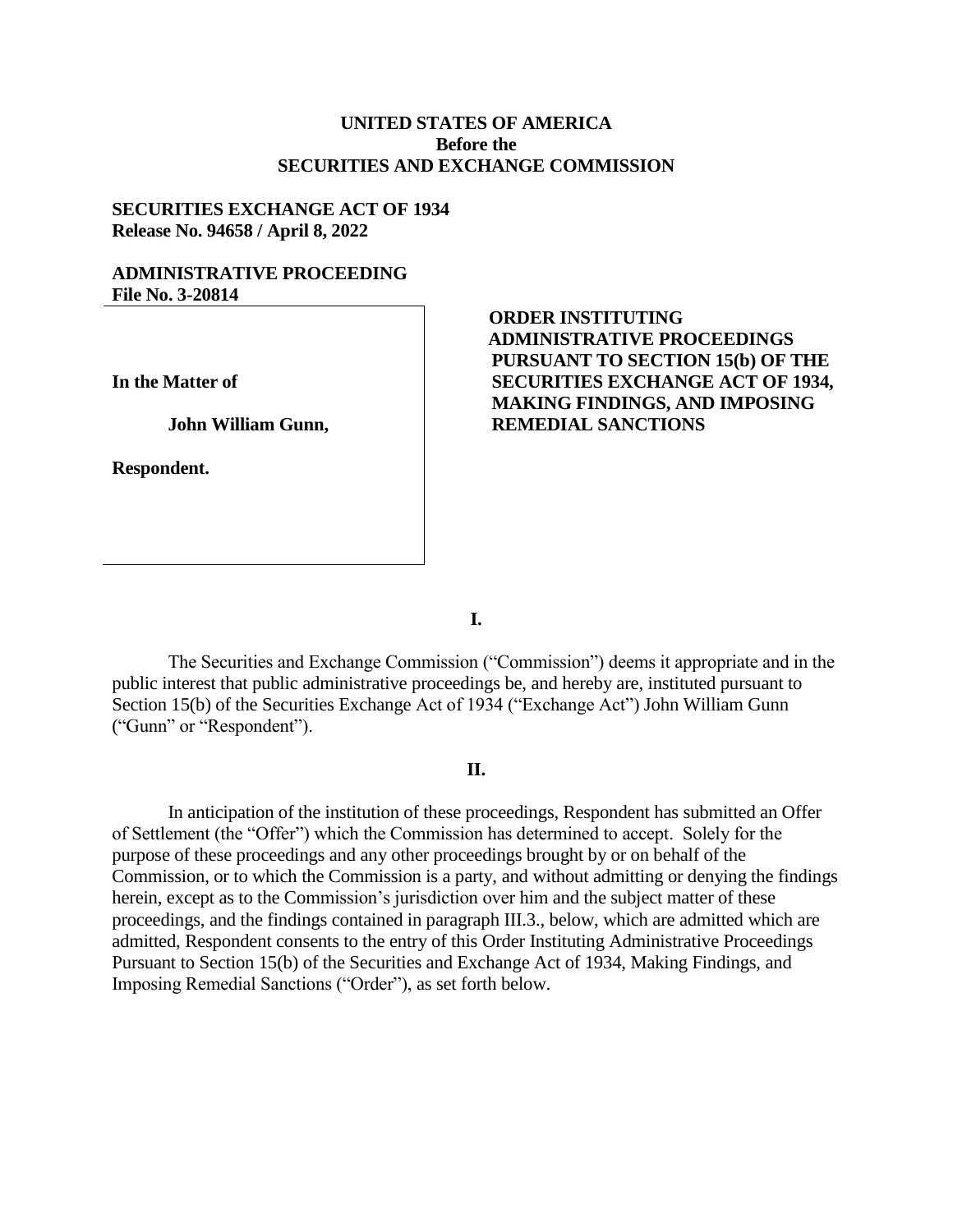**UNITED STATES OF AMERICA**
**Before the**
**SECURITIES AND EXCHANGE COMMISSION**

**SECURITIES EXCHANGE ACT OF 1934**
**Release No. 94658 / April 8, 2022**

**ADMINISTRATIVE PROCEEDING**
**File No. 3-20814**

**In the Matter of**

**John William Gunn,**

**Respondent.**

**ORDER INSTITUTING ADMINISTRATIVE PROCEEDINGS PURSUANT TO SECTION 15(b) OF THE SECURITIES EXCHANGE ACT OF 1934, MAKING FINDINGS, AND IMPOSING REMEDIAL SANCTIONS**

## I.

The Securities and Exchange Commission ("Commission") deems it appropriate and in the public interest that public administrative proceedings be, and hereby are, instituted pursuant to Section 15(b) of the Securities Exchange Act of 1934 ("Exchange Act") John William Gunn ("Gunn" or "Respondent").

## II.

In anticipation of the institution of these proceedings, Respondent has submitted an Offer of Settlement (the "Offer") which the Commission has determined to accept. Solely for the purpose of these proceedings and any other proceedings brought by or on behalf of the Commission, or to which the Commission is a party, and without admitting or denying the findings herein, except as to the Commission's jurisdiction over him and the subject matter of these proceedings, and the findings contained in paragraph III.3., below, which are admitted which are admitted, Respondent consents to the entry of this Order Instituting Administrative Proceedings Pursuant to Section 15(b) of the Securities and Exchange Act of 1934, Making Findings, and Imposing Remedial Sanctions ("Order"), as set forth below.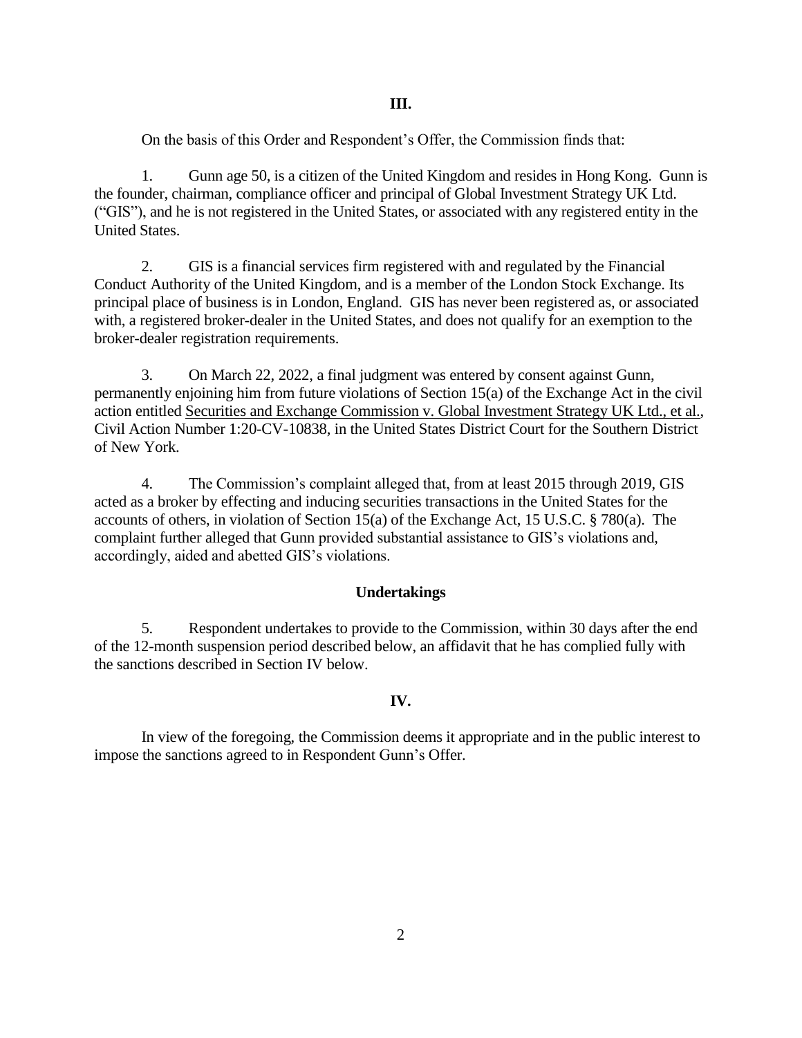## III.

On the basis of this Order and Respondent's Offer, the Commission finds that:

1. Gunn age 50, is a citizen of the United Kingdom and resides in Hong Kong. Gunn is the founder, chairman, compliance officer and principal of Global Investment Strategy UK Ltd. ("GIS"), and he is not registered in the United States, or associated with any registered entity in the United States.

2. GIS is a financial services firm registered with and regulated by the Financial Conduct Authority of the United Kingdom, and is a member of the London Stock Exchange. Its principal place of business is in London, England. GIS has never been registered as, or associated with, a registered broker-dealer in the United States, and does not qualify for an exemption to the broker-dealer registration requirements.

3. On March 22, 2022, a final judgment was entered by consent against Gunn, permanently enjoining him from future violations of Section 15(a) of the Exchange Act in the civil action entitled Securities and Exchange Commission v. Global Investment Strategy UK Ltd., et al., Civil Action Number 1:20-CV-10838, in the United States District Court for the Southern District of New York.

4. The Commission's complaint alleged that, from at least 2015 through 2019, GIS acted as a broker by effecting and inducing securities transactions in the United States for the accounts of others, in violation of Section 15(a) of the Exchange Act, 15 U.S.C. § 78o(a). The complaint further alleged that Gunn provided substantial assistance to GIS's violations and, accordingly, aided and abetted GIS's violations.

### Undertakings

5. Respondent undertakes to provide to the Commission, within 30 days after the end of the 12-month suspension period described below, an affidavit that he has complied fully with the sanctions described in Section IV below.

## IV.

In view of the foregoing, the Commission deems it appropriate and in the public interest to impose the sanctions agreed to in Respondent Gunn's Offer.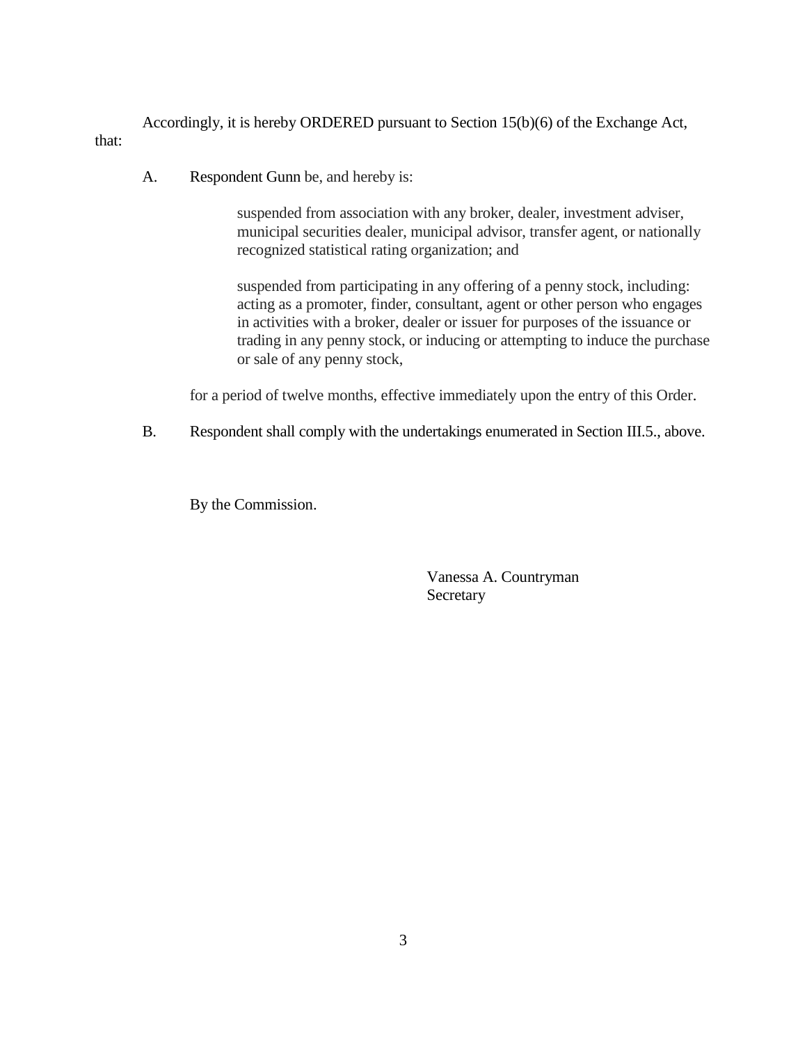Accordingly, it is hereby ORDERED pursuant to Section 15(b)(6) of the Exchange Act, that:

A. Respondent Gunn be, and hereby is:

> suspended from association with any broker, dealer, investment adviser, municipal securities dealer, municipal advisor, transfer agent, or nationally recognized statistical rating organization; and
>
> suspended from participating in any offering of a penny stock, including: acting as a promoter, finder, consultant, agent or other person who engages in activities with a broker, dealer or issuer for purposes of the issuance or trading in any penny stock, or inducing or attempting to induce the purchase or sale of any penny stock,

for a period of twelve months, effective immediately upon the entry of this Order.

B. Respondent shall comply with the undertakings enumerated in Section III.5., above.

By the Commission.

Vanessa A. Countryman
Secretary